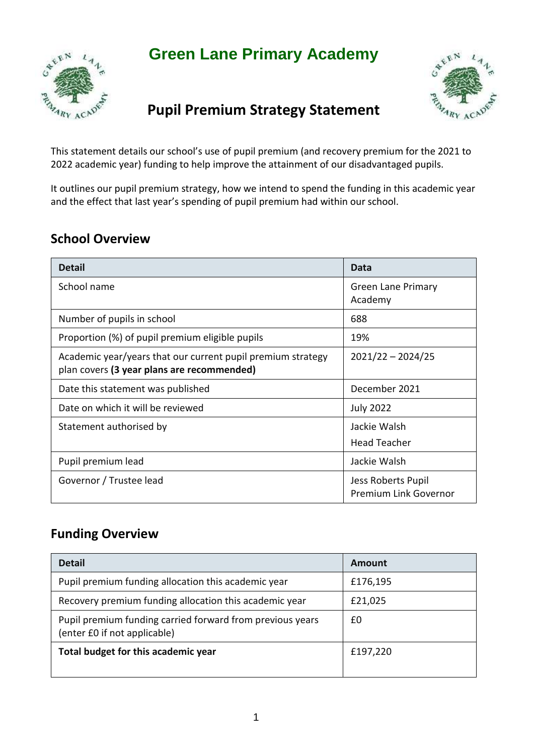# Green Lane Primary Academy

## Pupil Premium Strategy Statement

This statement details our school's use of pupil premium (and recovery premium for the 2021 to 2022 academic year) funding to help improve the attainment of our disadvantaged pupils.

It outlines our pupil premium strategy, how we intend to spend the funding in this academic year and the effect that last year's spending of pupil premium had within our school.

## School Overview

| Detail | Data |
|---|---|
| School name | Green Lane Primary Academy |
| Number of pupils in school | 688 |
| Proportion (%) of pupil premium eligible pupils | 19% |
| Academic year/years that our current pupil premium strategy plan covers **(3 year plans are recommended)** | 2021/22 – 2024/25 |
| Date this statement was published | December 2021 |
| Date on which it will be reviewed | July 2022 |
| Statement authorised by | Jackie Walsh<br>Head Teacher |
| Pupil premium lead | Jackie Walsh |
| Governor / Trustee lead | Jess Roberts Pupil Premium Link Governor |

## Funding Overview

| Detail | Amount |
|---|---|
| Pupil premium funding allocation this academic year | £176,195 |
| Recovery premium funding allocation this academic year | £21,025 |
| Pupil premium funding carried forward from previous years (enter £0 if not applicable) | £0 |
| **Total budget for this academic year** | £197,220 |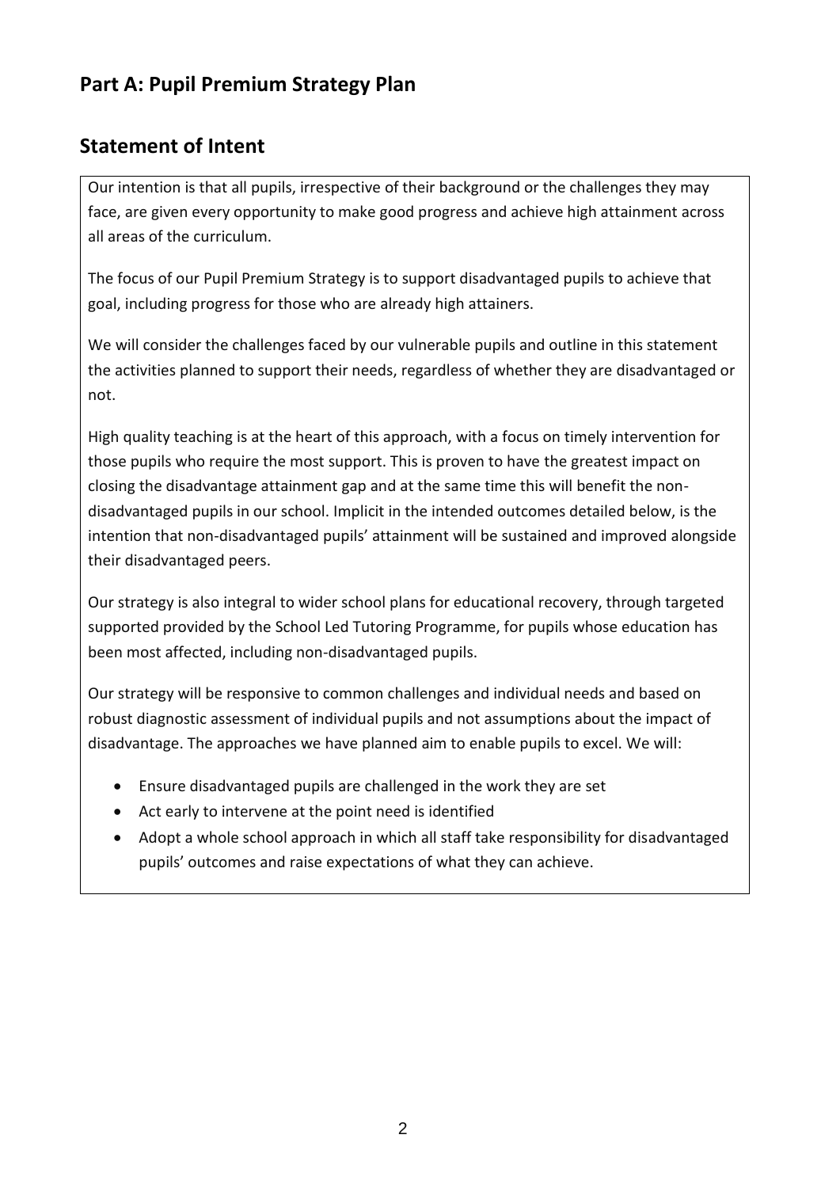## Part A: Pupil Premium Strategy Plan

## Statement of Intent

Our intention is that all pupils, irrespective of their background or the challenges they may face, are given every opportunity to make good progress and achieve high attainment across all areas of the curriculum.

The focus of our Pupil Premium Strategy is to support disadvantaged pupils to achieve that goal, including progress for those who are already high attainers.

We will consider the challenges faced by our vulnerable pupils and outline in this statement the activities planned to support their needs, regardless of whether they are disadvantaged or not.

High quality teaching is at the heart of this approach, with a focus on timely intervention for those pupils who require the most support. This is proven to have the greatest impact on closing the disadvantage attainment gap and at the same time this will benefit the non-disadvantaged pupils in our school. Implicit in the intended outcomes detailed below, is the intention that non-disadvantaged pupils' attainment will be sustained and improved alongside their disadvantaged peers.

Our strategy is also integral to wider school plans for educational recovery, through targeted supported provided by the School Led Tutoring Programme, for pupils whose education has been most affected, including non-disadvantaged pupils.

Our strategy will be responsive to common challenges and individual needs and based on robust diagnostic assessment of individual pupils and not assumptions about the impact of disadvantage. The approaches we have planned aim to enable pupils to excel. We will:

- Ensure disadvantaged pupils are challenged in the work they are set
- Act early to intervene at the point need is identified
- Adopt a whole school approach in which all staff take responsibility for disadvantaged pupils' outcomes and raise expectations of what they can achieve.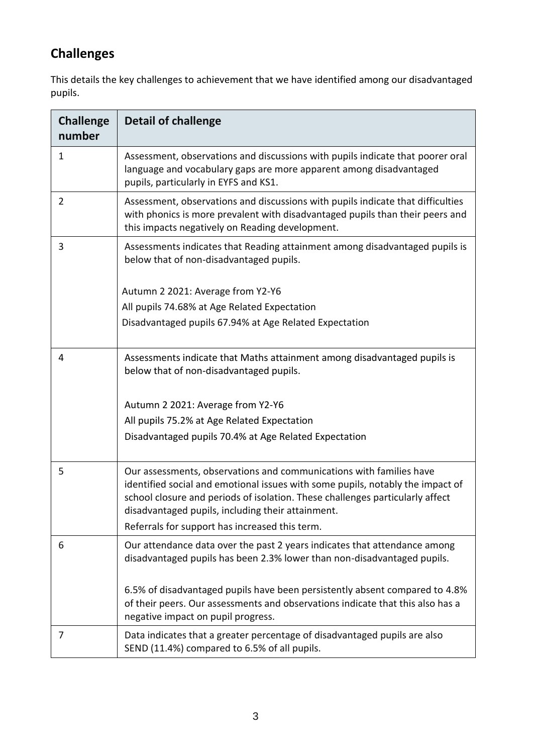## Challenges

This details the key challenges to achievement that we have identified among our disadvantaged pupils.

| Challenge number | Detail of challenge |
|---|---|
| 1 | Assessment, observations and discussions with pupils indicate that poorer oral language and vocabulary gaps are more apparent among disadvantaged pupils, particularly in EYFS and KS1. |
| 2 | Assessment, observations and discussions with pupils indicate that difficulties with phonics is more prevalent with disadvantaged pupils than their peers and this impacts negatively on Reading development. |
| 3 | Assessments indicates that Reading attainment among disadvantaged pupils is below that of non-disadvantaged pupils.<br><br>Autumn 2 2021: Average from Y2-Y6<br>All pupils 74.68% at Age Related Expectation<br>Disadvantaged pupils 67.94% at Age Related Expectation |
| 4 | Assessments indicate that Maths attainment among disadvantaged pupils is below that of non-disadvantaged pupils.<br><br>Autumn 2 2021: Average from Y2-Y6<br>All pupils 75.2% at Age Related Expectation<br>Disadvantaged pupils 70.4% at Age Related Expectation |
| 5 | Our assessments, observations and communications with families have identified social and emotional issues with some pupils, notably the impact of school closure and periods of isolation. These challenges particularly affect disadvantaged pupils, including their attainment.<br>Referrals for support has increased this term. |
| 6 | Our attendance data over the past 2 years indicates that attendance among disadvantaged pupils has been 2.3% lower than non-disadvantaged pupils.<br><br>6.5% of disadvantaged pupils have been persistently absent compared to 4.8% of their peers. Our assessments and observations indicate that this also has a negative impact on pupil progress. |
| 7 | Data indicates that a greater percentage of disadvantaged pupils are also SEND (11.4%) compared to 6.5% of all pupils. |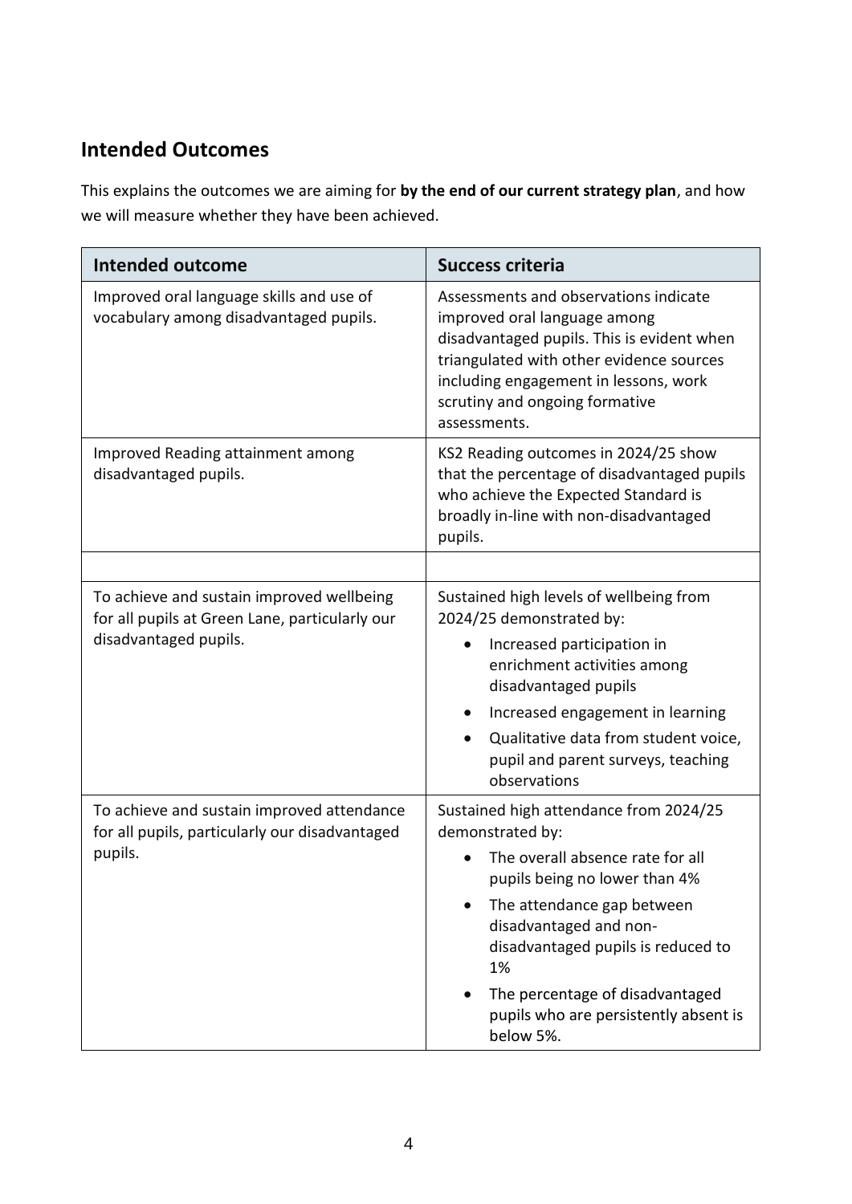## Intended Outcomes

This explains the outcomes we are aiming for **by the end of our current strategy plan**, and how we will measure whether they have been achieved.

| Intended outcome | Success criteria |
| --- | --- |
| Improved oral language skills and use of vocabulary among disadvantaged pupils. | Assessments and observations indicate improved oral language among disadvantaged pupils. This is evident when triangulated with other evidence sources including engagement in lessons, work scrutiny and ongoing formative assessments. |
| Improved Reading attainment among disadvantaged pupils. | KS2 Reading outcomes in 2024/25 show that the percentage of disadvantaged pupils who achieve the Expected Standard is broadly in-line with non-disadvantaged pupils. |
| | |
| To achieve and sustain improved wellbeing for all pupils at Green Lane, particularly our disadvantaged pupils. | Sustained high levels of wellbeing from 2024/25 demonstrated by:<br>• Increased participation in enrichment activities among disadvantaged pupils<br>• Increased engagement in learning<br>• Qualitative data from student voice, pupil and parent surveys, teaching observations |
| To achieve and sustain improved attendance for all pupils, particularly our disadvantaged pupils. | Sustained high attendance from 2024/25 demonstrated by:<br>• The overall absence rate for all pupils being no lower than 4%<br>• The attendance gap between disadvantaged and non-disadvantaged pupils is reduced to 1%<br>• The percentage of disadvantaged pupils who are persistently absent is below 5%. |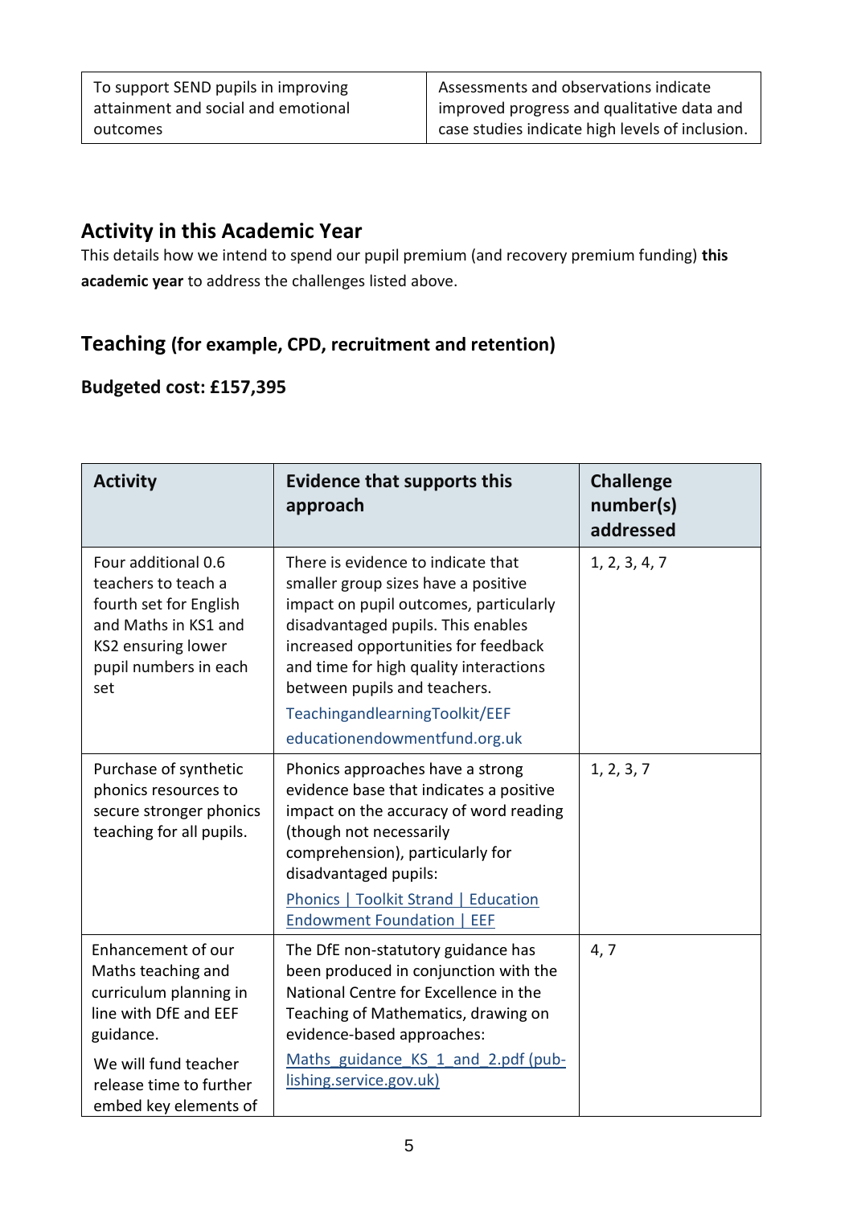| To support SEND pupils in improving attainment and social and emotional outcomes | Assessments and observations indicate improved progress and qualitative data and case studies indicate high levels of inclusion. |
| --- | --- |

## Activity in this Academic Year

This details how we intend to spend our pupil premium (and recovery premium funding) **this academic year** to address the challenges listed above.

## Teaching (for example, CPD, recruitment and retention)

### Budgeted cost: £157,395

| Activity | Evidence that supports this approach | Challenge number(s) addressed |
| --- | --- | --- |
| Four additional 0.6 teachers to teach a fourth set for English and Maths in KS1 and KS2 ensuring lower pupil numbers in each set | There is evidence to indicate that smaller group sizes have a positive impact on pupil outcomes, particularly disadvantaged pupils. This enables increased opportunities for feedback and time for high quality interactions between pupils and teachers. TeachingandlearningToolkit/EEF educationendowmentfund.org.uk | 1, 2, 3, 4, 7 |
| Purchase of synthetic phonics resources to secure stronger phonics teaching for all pupils. | Phonics approaches have a strong evidence base that indicates a positive impact on the accuracy of word reading (though not necessarily comprehension), particularly for disadvantaged pupils: Phonics \| Toolkit Strand \| Education Endowment Foundation \| EEF | 1, 2, 3, 7 |
| Enhancement of our Maths teaching and curriculum planning in line with DfE and EEF guidance. We will fund teacher release time to further embed key elements of | The DfE non-statutory guidance has been produced in conjunction with the National Centre for Excellence in the Teaching of Mathematics, drawing on evidence-based approaches: Maths_guidance_KS_1_and_2.pdf (publishing.service.gov.uk) | 4, 7 |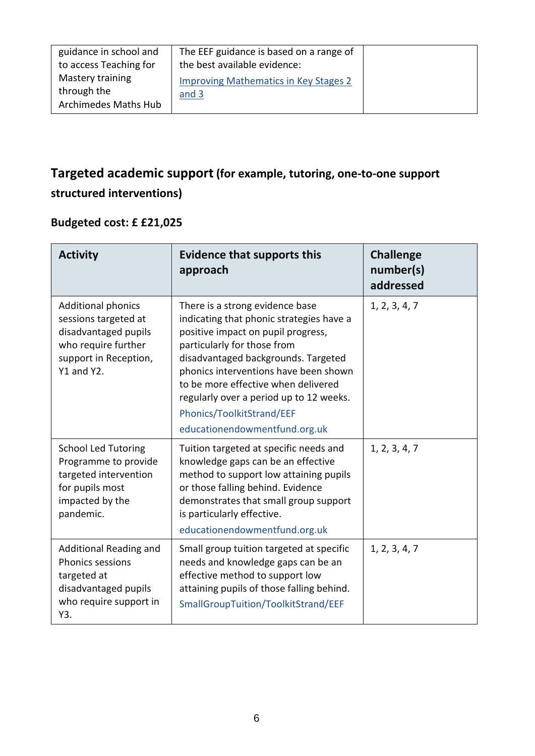| | | |
|---|---|---|
| guidance in school and to access Teaching for Mastery training through the Archimedes Maths Hub | The EEF guidance is based on a range of the best available evidence: Improving Mathematics in Key Stages 2 and 3 | |

## Targeted academic support (for example, tutoring, one-to-one support structured interventions)

**Budgeted cost: £ £21,025**

| Activity | Evidence that supports this approach | Challenge number(s) addressed |
|---|---|---|
| Additional phonics sessions targeted at disadvantaged pupils who require further support in Reception, Y1 and Y2. | There is a strong evidence base indicating that phonic strategies have a positive impact on pupil progress, particularly for those from disadvantaged backgrounds. Targeted phonics interventions have been shown to be more effective when delivered regularly over a period up to 12 weeks. Phonics/ToolkitStrand/EEF educationendowmentfund.org.uk | 1, 2, 3, 4, 7 |
| School Led Tutoring Programme to provide targeted intervention for pupils most impacted by the pandemic. | Tuition targeted at specific needs and knowledge gaps can be an effective method to support low attaining pupils or those falling behind. Evidence demonstrates that small group support is particularly effective. educationendowmentfund.org.uk | 1, 2, 3, 4, 7 |
| Additional Reading and Phonics sessions targeted at disadvantaged pupils who require support in Y3. | Small group tuition targeted at specific needs and knowledge gaps can be an effective method to support low attaining pupils of those falling behind. SmallGroupTuition/ToolkitStrand/EEF | 1, 2, 3, 4, 7 |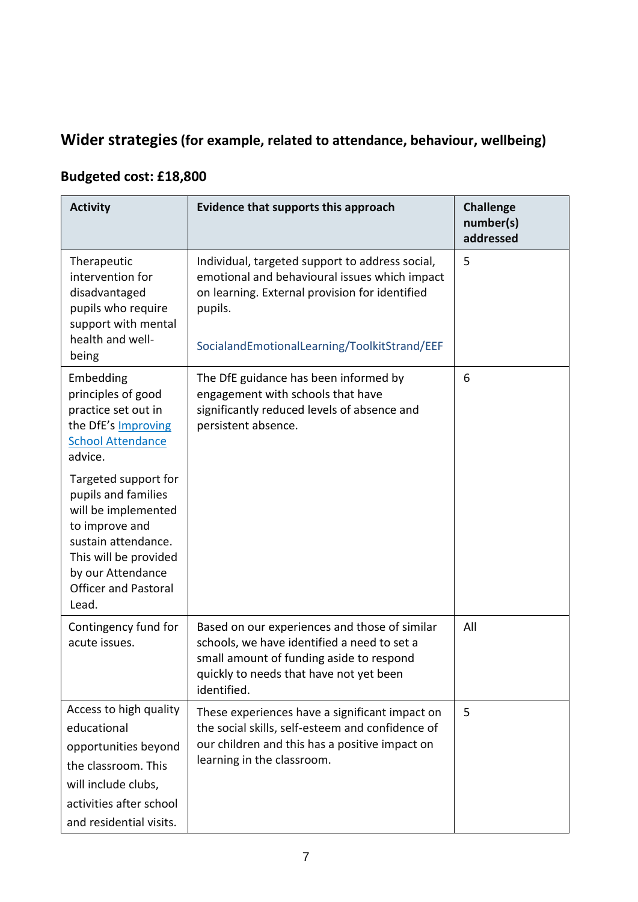## Wider strategies (for example, related to attendance, behaviour, wellbeing)

**Budgeted cost: £18,800**

| Activity | Evidence that supports this approach | Challenge number(s) addressed |
| --- | --- | --- |
| Therapeutic intervention for disadvantaged pupils who require support with mental health and well-being | Individual, targeted support to address social, emotional and behavioural issues which impact on learning. External provision for identified pupils.<br><br>SocialandEmotionalLearning/ToolkitStrand/EEF | 5 |
| Embedding principles of good practice set out in the DfE's Improving School Attendance advice.<br><br>Targeted support for pupils and families will be implemented to improve and sustain attendance. This will be provided by our Attendance Officer and Pastoral Lead. | The DfE guidance has been informed by engagement with schools that have significantly reduced levels of absence and persistent absence. | 6 |
| Contingency fund for acute issues. | Based on our experiences and those of similar schools, we have identified a need to set a small amount of funding aside to respond quickly to needs that have not yet been identified. | All |
| Access to high quality educational opportunities beyond the classroom. This will include clubs, activities after school and residential visits. | These experiences have a significant impact on the social skills, self-esteem and confidence of our children and this has a positive impact on learning in the classroom. | 5 |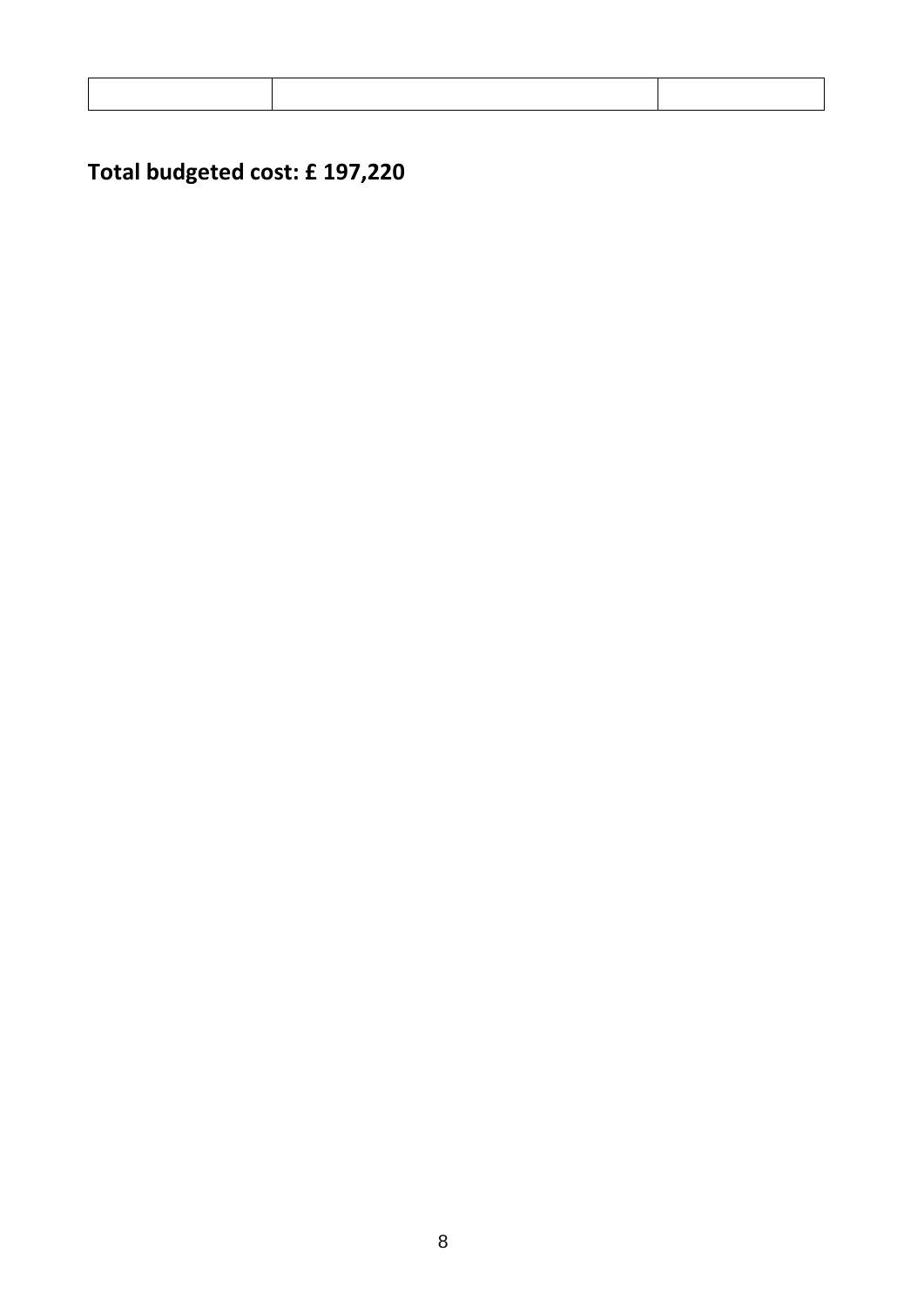| | | |
|---|---|---|

**Total budgeted cost: £ 197,220**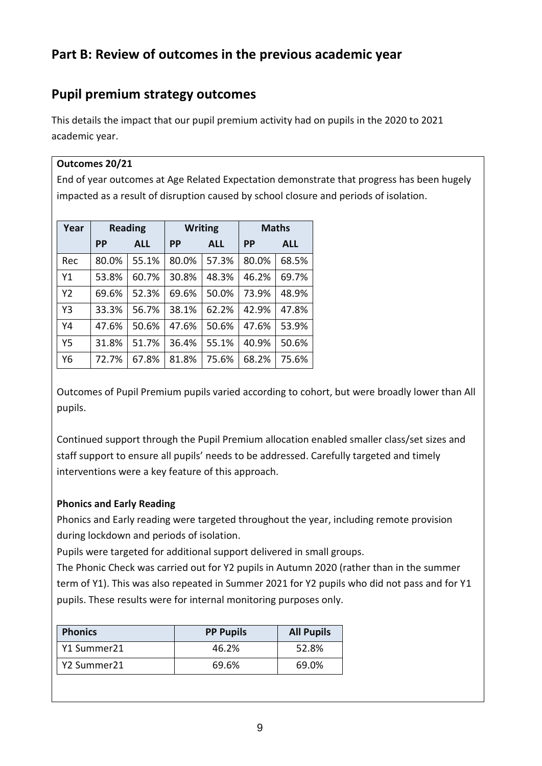## Part B: Review of outcomes in the previous academic year

## Pupil premium strategy outcomes

This details the impact that our pupil premium activity had on pupils in the 2020 to 2021 academic year.

**Outcomes 20/21**

End of year outcomes at Age Related Expectation demonstrate that progress has been hugely impacted as a result of disruption caused by school closure and periods of isolation.

| Year | Reading | | Writing | | Maths | |
|---|---|---|---|---|---|---|
| | PP | ALL | PP | ALL | PP | ALL |
| Rec | 80.0% | 55.1% | 80.0% | 57.3% | 80.0% | 68.5% |
| Y1 | 53.8% | 60.7% | 30.8% | 48.3% | 46.2% | 69.7% |
| Y2 | 69.6% | 52.3% | 69.6% | 50.0% | 73.9% | 48.9% |
| Y3 | 33.3% | 56.7% | 38.1% | 62.2% | 42.9% | 47.8% |
| Y4 | 47.6% | 50.6% | 47.6% | 50.6% | 47.6% | 53.9% |
| Y5 | 31.8% | 51.7% | 36.4% | 55.1% | 40.9% | 50.6% |
| Y6 | 72.7% | 67.8% | 81.8% | 75.6% | 68.2% | 75.6% |

Outcomes of Pupil Premium pupils varied according to cohort, but were broadly lower than All pupils.

Continued support through the Pupil Premium allocation enabled smaller class/set sizes and staff support to ensure all pupils' needs to be addressed. Carefully targeted and timely interventions were a key feature of this approach.

**Phonics and Early Reading**

Phonics and Early reading were targeted throughout the year, including remote provision during lockdown and periods of isolation.

Pupils were targeted for additional support delivered in small groups.

The Phonic Check was carried out for Y2 pupils in Autumn 2020 (rather than in the summer term of Y1). This was also repeated in Summer 2021 for Y2 pupils who did not pass and for Y1 pupils. These results were for internal monitoring purposes only.

| Phonics | PP Pupils | All Pupils |
|---|---|---|
| Y1 Summer21 | 46.2% | 52.8% |
| Y2 Summer21 | 69.6% | 69.0% |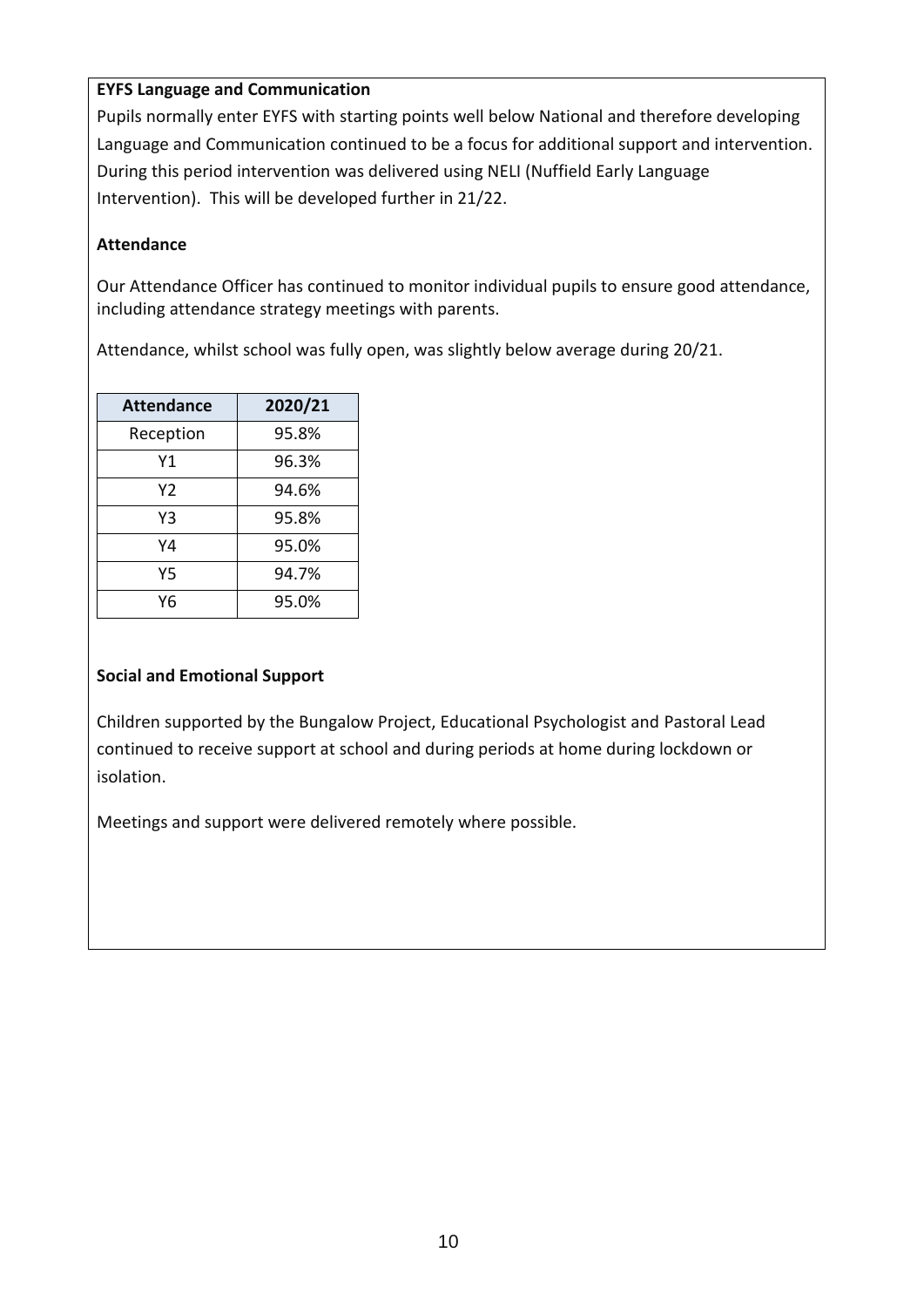**EYFS Language and Communication**

Pupils normally enter EYFS with starting points well below National and therefore developing Language and Communication continued to be a focus for additional support and intervention. During this period intervention was delivered using NELI (Nuffield Early Language Intervention). This will be developed further in 21/22.

**Attendance**

Our Attendance Officer has continued to monitor individual pupils to ensure good attendance, including attendance strategy meetings with parents.

Attendance, whilst school was fully open, was slightly below average during 20/21.

| Attendance | 2020/21 |
|---|---|
| Reception | 95.8% |
| Y1 | 96.3% |
| Y2 | 94.6% |
| Y3 | 95.8% |
| Y4 | 95.0% |
| Y5 | 94.7% |
| Y6 | 95.0% |

**Social and Emotional Support**

Children supported by the Bungalow Project, Educational Psychologist and Pastoral Lead continued to receive support at school and during periods at home during lockdown or isolation.

Meetings and support were delivered remotely where possible.